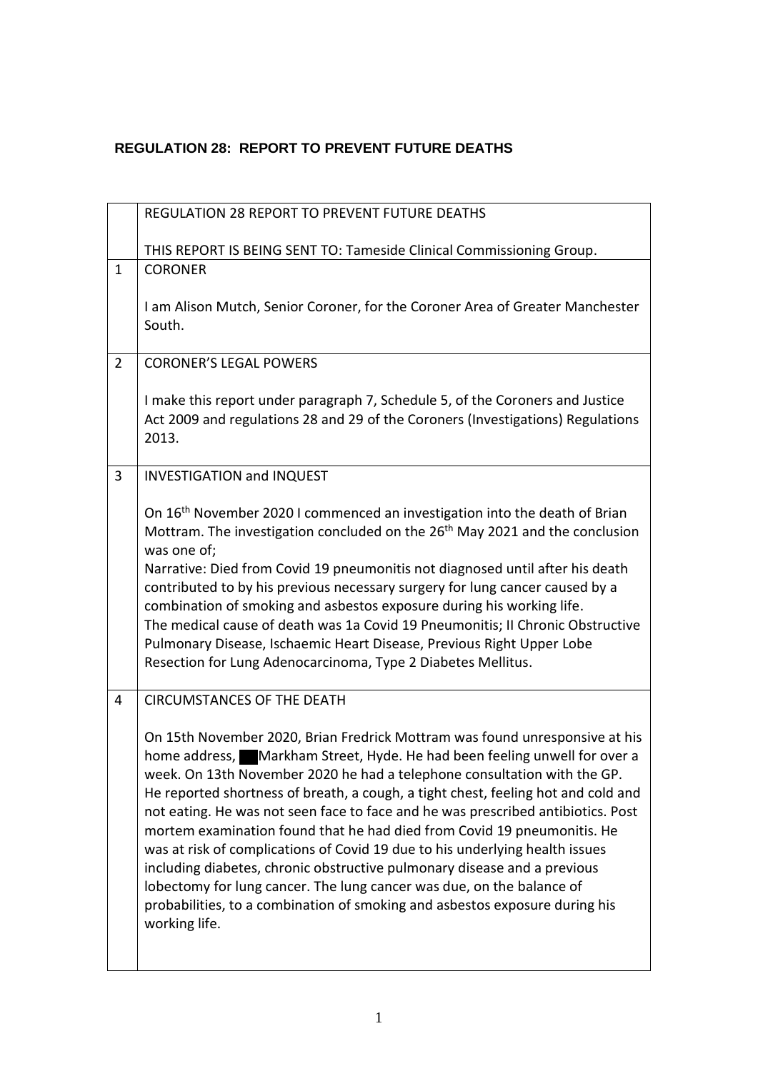**REGULATION 28: REPORT TO PREVENT FUTURE DEATHS**

| | |
|---|---|
| | REGULATION 28 REPORT TO PREVENT FUTURE DEATHS<br><br>THIS REPORT IS BEING SENT TO: Tameside Clinical Commissioning Group. |
| 1 | CORONER<br><br>I am Alison Mutch, Senior Coroner, for the Coroner Area of Greater Manchester South. |
| 2 | CORONER'S LEGAL POWERS<br><br>I make this report under paragraph 7, Schedule 5, of the Coroners and Justice Act 2009 and regulations 28 and 29 of the Coroners (Investigations) Regulations 2013. |
| 3 | INVESTIGATION and INQUEST<br><br>On 16th November 2020 I commenced an investigation into the death of Brian Mottram. The investigation concluded on the 26th May 2021 and the conclusion was one of;<br>Narrative: Died from Covid 19 pneumonitis not diagnosed until after his death contributed to by his previous necessary surgery for lung cancer caused by a combination of smoking and asbestos exposure during his working life.<br>The medical cause of death was 1a Covid 19 Pneumonitis; II Chronic Obstructive Pulmonary Disease, Ischaemic Heart Disease, Previous Right Upper Lobe Resection for Lung Adenocarcinoma, Type 2 Diabetes Mellitus. |
| 4 | CIRCUMSTANCES OF THE DEATH<br><br>On 15th November 2020, Brian Fredrick Mottram was found unresponsive at his home address, ██ Markham Street, Hyde. He had been feeling unwell for over a week. On 13th November 2020 he had a telephone consultation with the GP. He reported shortness of breath, a cough, a tight chest, feeling hot and cold and not eating. He was not seen face to face and he was prescribed antibiotics. Post mortem examination found that he had died from Covid 19 pneumonitis. He was at risk of complications of Covid 19 due to his underlying health issues including diabetes, chronic obstructive pulmonary disease and a previous lobectomy for lung cancer. The lung cancer was due, on the balance of probabilities, to a combination of smoking and asbestos exposure during his working life. |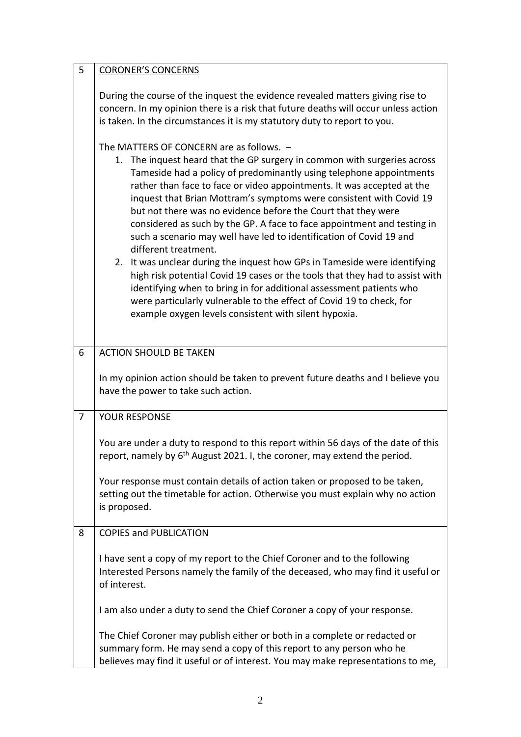| | |
|---|---|
| 5 | **CORONER'S CONCERNS**<br><br>During the course of the inquest the evidence revealed matters giving rise to concern. In my opinion there is a risk that future deaths will occur unless action is taken. In the circumstances it is my statutory duty to report to you.<br><br>The MATTERS OF CONCERN are as follows. –<br>1. The inquest heard that the GP surgery in common with surgeries across Tameside had a policy of predominantly using telephone appointments rather than face to face or video appointments. It was accepted at the inquest that Brian Mottram's symptoms were consistent with Covid 19 but not there was no evidence before the Court that they were considered as such by the GP. A face to face appointment and testing in such a scenario may well have led to identification of Covid 19 and different treatment.<br>2. It was unclear during the inquest how GPs in Tameside were identifying high risk potential Covid 19 cases or the tools that they had to assist with identifying when to bring in for additional assessment patients who were particularly vulnerable to the effect of Covid 19 to check, for example oxygen levels consistent with silent hypoxia. |
| 6 | **ACTION SHOULD BE TAKEN**<br><br>In my opinion action should be taken to prevent future deaths and I believe you have the power to take such action. |
| 7 | **YOUR RESPONSE**<br><br>You are under a duty to respond to this report within 56 days of the date of this report, namely by 6th August 2021. I, the coroner, may extend the period.<br><br>Your response must contain details of action taken or proposed to be taken, setting out the timetable for action. Otherwise you must explain why no action is proposed. |
| 8 | **COPIES and PUBLICATION**<br><br>I have sent a copy of my report to the Chief Coroner and to the following Interested Persons namely the family of the deceased, who may find it useful or of interest.<br><br>I am also under a duty to send the Chief Coroner a copy of your response.<br><br>The Chief Coroner may publish either or both in a complete or redacted or summary form. He may send a copy of this report to any person who he believes may find it useful or of interest. You may make representations to me, |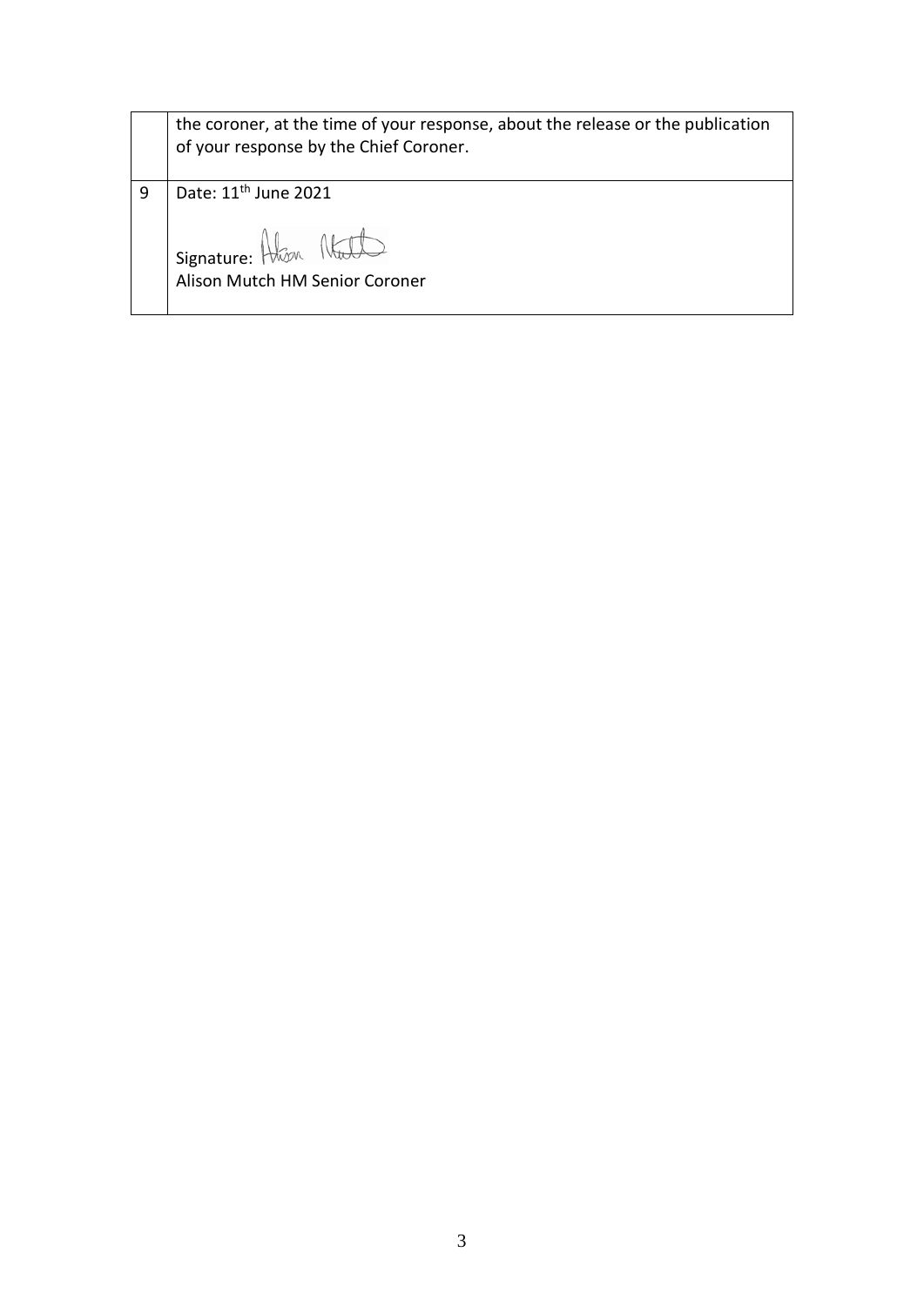| | |
|---|---|
| | the coroner, at the time of your response, about the release or the publication of your response by the Chief Coroner. |
| 9 | Date: 11th June 2021<br><br>Signature: Alison Mutch<br>Alison Mutch HM Senior Coroner |